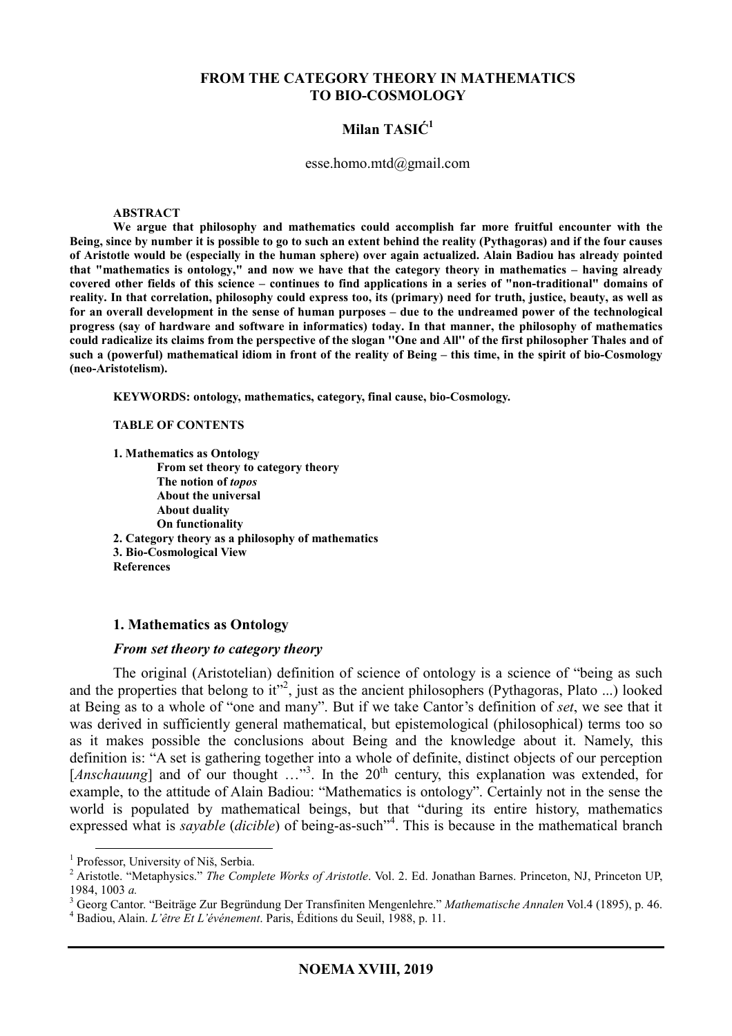# FROM THE CATEGORY THEORY IN MATHEMATICS TO BIO-COSMOLOGY

**Milan TASIĆ**[1]

esse.homo.mtd@gmail.com

**ABSTRACT**

**We argue that philosophy and mathematics could accomplish far more fruitful encounter with the Being, since by number it is possible to go to such an extent behind the reality (Pythagoras) and if the four causes of Aristotle would be (especially in the human sphere) over again actualized. Alain Badiou has already pointed that "mathematics is ontology," and now we have that the category theory in mathematics – having already covered other fields of this science – continues to find applications in a series of "non-traditional" domains of reality. In that correlation, philosophy could express too, its (primary) need for truth, justice, beauty, as well as for an overall development in the sense of human purposes – due to the undreamed power of the technological progress (say of hardware and software in informatics) today. In that manner, the philosophy of mathematics could radicalize its claims from the perspective of the slogan "One and All" of the first philosopher Thales and of such a (powerful) mathematical idiom in front of the reality of Being – this time, in the spirit of bio-Cosmology (neo-Aristotelism).**

**KEYWORDS: ontology, mathematics, category, final cause, bio-Cosmology.**

**TABLE OF CONTENTS**

**1. Mathematics as Ontology**
- **From set theory to category theory**
- **The notion of *topos***
- **About the universal**
- **About duality**
- **On functionality**

**2. Category theory as a philosophy of mathematics**

**3. Bio-Cosmological View**

**References**

## 1. Mathematics as Ontology

### *From set theory to category theory*

The original (Aristotelian) definition of science of ontology is a science of "being as such and the properties that belong to it"[2], just as the ancient philosophers (Pythagoras, Plato ...) looked at Being as to a whole of "one and many". But if we take Cantor's definition of *set*, we see that it was derived in sufficiently general mathematical, but epistemological (philosophical) terms too so as it makes possible the conclusions about Being and the knowledge about it. Namely, this definition is: "A set is gathering together into a whole of definite, distinct objects of our perception [*Anschauung*] and of our thought …"[3]. In the 20[th] century, this explanation was extended, for example, to the attitude of Alain Badiou: "Mathematics is ontology". Certainly not in the sense the world is populated by mathematical beings, but that "during its entire history, mathematics expressed what is *sayable* (*dicible*) of being-as-such"[4]. This is because in the mathematical branch

---

[1] Professor, University of Niš, Serbia.

[2] Aristotle. "Metaphysics." *The Complete Works of Aristotle*. Vol. 2. Ed. Jonathan Barnes. Princeton, NJ, Princeton UP, 1984, 1003 *a.*

[3] Georg Cantor. "Beiträge Zur Begründung Der Transfiniten Mengenlehre." *Mathematische Annalen* Vol.4 (1895), p. 46.

[4] Badiou, Alain. *L'être Et L'événement*. Paris, Éditions du Seuil, 1988, p. 11.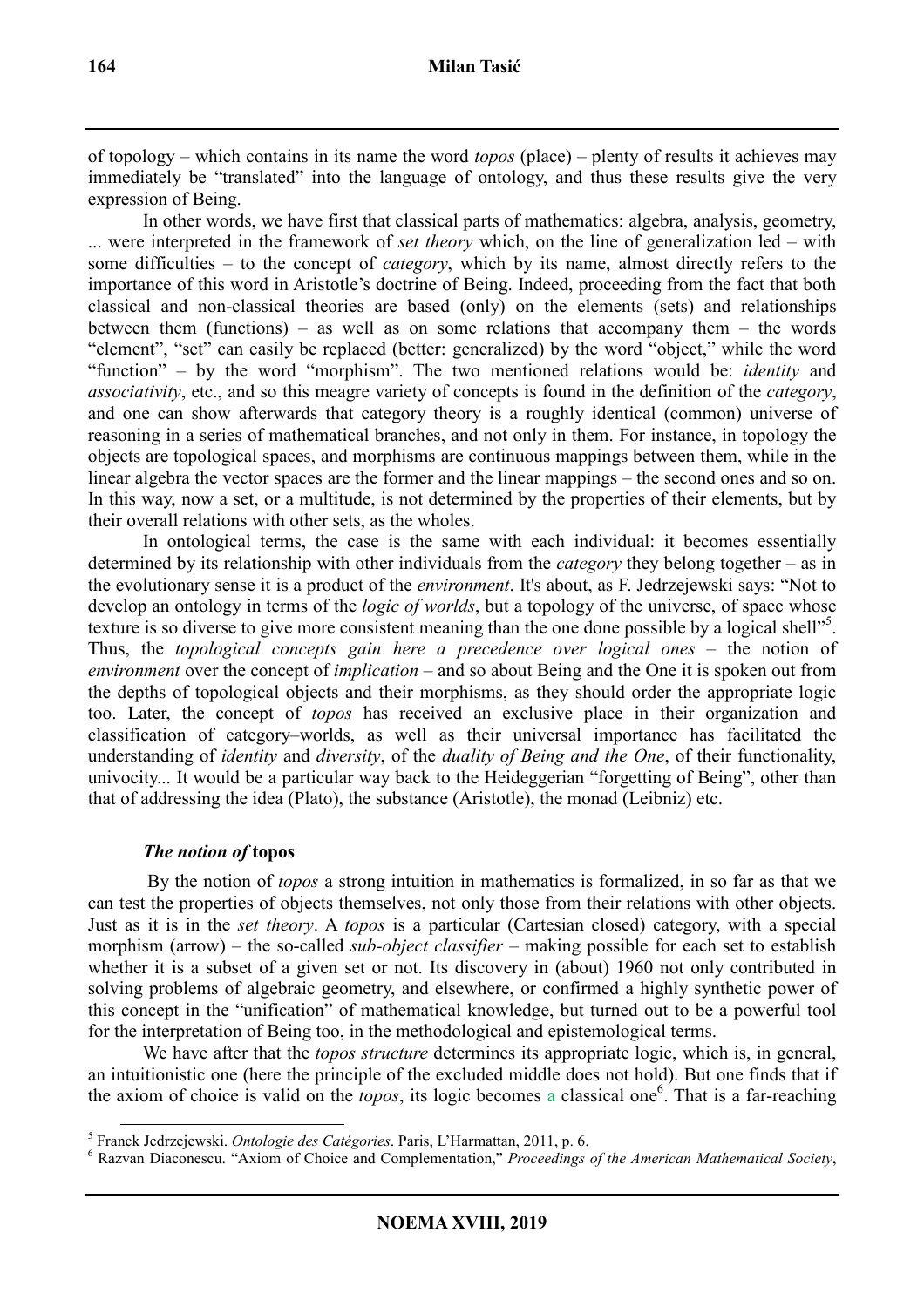of topology – which contains in its name the word *topos* (place) – plenty of results it achieves may immediately be "translated" into the language of ontology, and thus these results give the very expression of Being.

In other words, we have first that classical parts of mathematics: algebra, analysis, geometry, ... were interpreted in the framework of *set theory* which, on the line of generalization led – with some difficulties – to the concept of *category*, which by its name, almost directly refers to the importance of this word in Aristotle's doctrine of Being. Indeed, proceeding from the fact that both classical and non-classical theories are based (only) on the elements (sets) and relationships between them (functions) – as well as on some relations that accompany them – the words "element", "set" can easily be replaced (better: generalized) by the word "object," while the word "function" – by the word "morphism". The two mentioned relations would be: *identity* and *associativity*, etc., and so this meagre variety of concepts is found in the definition of the *category*, and one can show afterwards that category theory is a roughly identical (common) universe of reasoning in a series of mathematical branches, and not only in them. For instance, in topology the objects are topological spaces, and morphisms are continuous mappings between them, while in the linear algebra the vector spaces are the former and the linear mappings – the second ones and so on. In this way, now a set, or a multitude, is not determined by the properties of their elements, but by their overall relations with other sets, as the wholes.

In ontological terms, the case is the same with each individual: it becomes essentially determined by its relationship with other individuals from the *category* they belong together – as in the evolutionary sense it is a product of the *environment*. It's about, as F. Jedrzejewski says: "Not to develop an ontology in terms of the *logic of worlds*, but a topology of the universe, of space whose texture is so diverse to give more consistent meaning than the one done possible by a logical shell"[5]. Thus, the *topological concepts gain here a precedence over logical ones* – the notion of *environment* over the concept of *implication* – and so about Being and the One it is spoken out from the depths of topological objects and their morphisms, as they should order the appropriate logic too. Later, the concept of *topos* has received an exclusive place in their organization and classification of category–worlds, as well as their universal importance has facilitated the understanding of *identity* and *diversity*, of the *duality of Being and the One*, of their functionality, univocity... It would be a particular way back to the Heideggerian "forgetting of Being", other than that of addressing the idea (Plato), the substance (Aristotle), the monad (Leibniz) etc.

### *The notion of* **topos**

By the notion of *topos* a strong intuition in mathematics is formalized, in so far as that we can test the properties of objects themselves, not only those from their relations with other objects. Just as it is in the *set theory*. A *topos* is a particular (Cartesian closed) category, with a special morphism (arrow) – the so-called *sub-object classifier* – making possible for each set to establish whether it is a subset of a given set or not. Its discovery in (about) 1960 not only contributed in solving problems of algebraic geometry, and elsewhere, or confirmed a highly synthetic power of this concept in the "unification" of mathematical knowledge, but turned out to be a powerful tool for the interpretation of Being too, in the methodological and epistemological terms.

We have after that the *topos structure* determines its appropriate logic, which is, in general, an intuitionistic one (here the principle of the excluded middle does not hold). But one finds that if the axiom of choice is valid on the *topos*, its logic becomes a classical one[6]. That is a far-reaching

---

[5] Franck Jedrzejewski. *Ontologie des Catégories*. Paris, L'Harmattan, 2011, p. 6.

[6] Razvan Diaconescu. "Axiom of Choice and Complementation," *Proceedings of the American Mathematical Society*,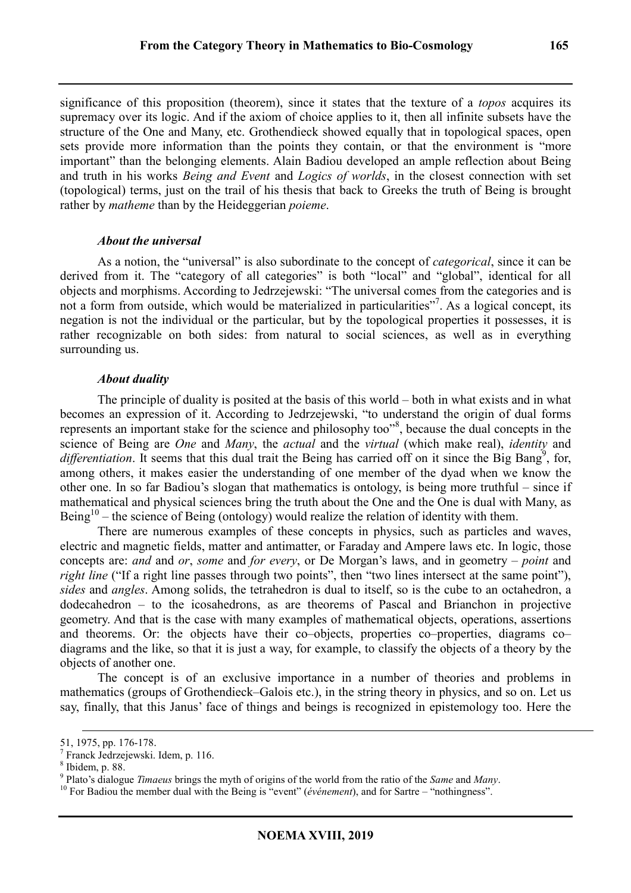significance of this proposition (theorem), since it states that the texture of a *topos* acquires its supremacy over its logic. And if the axiom of choice applies to it, then all infinite subsets have the structure of the One and Many, etc. Grothendieck showed equally that in topological spaces, open sets provide more information than the points they contain, or that the environment is "more important" than the belonging elements. Alain Badiou developed an ample reflection about Being and truth in his works *Being and Event* and *Logics of worlds*, in the closest connection with set (topological) terms, just on the trail of his thesis that back to Greeks the truth of Being is brought rather by *matheme* than by the Heideggerian *poieme*.

### *About the universal*

As a notion, the "universal" is also subordinate to the concept of *categorical*, since it can be derived from it. The "category of all categories" is both "local" and "global", identical for all objects and morphisms. According to Jedrzejewski: "The universal comes from the categories and is not a form from outside, which would be materialized in particularities"[7]. As a logical concept, its negation is not the individual or the particular, but by the topological properties it possesses, it is rather recognizable on both sides: from natural to social sciences, as well as in everything surrounding us.

### *About duality*

The principle of duality is posited at the basis of this world – both in what exists and in what becomes an expression of it. According to Jedrzejewski, "to understand the origin of dual forms represents an important stake for the science and philosophy too"[8], because the dual concepts in the science of Being are *One* and *Many*, the *actual* and the *virtual* (which make real), *identity* and *differentiation*. It seems that this dual trait the Being has carried off on it since the Big Bang[9], for, among others, it makes easier the understanding of one member of the dyad when we know the other one. In so far Badiou's slogan that mathematics is ontology, is being more truthful – since if mathematical and physical sciences bring the truth about the One and the One is dual with Many, as Being[10] – the science of Being (ontology) would realize the relation of identity with them.

There are numerous examples of these concepts in physics, such as particles and waves, electric and magnetic fields, matter and antimatter, or Faraday and Ampere laws etc. In logic, those concepts are: *and* and *or*, *some* and *for every*, or De Morgan's laws, and in geometry – *point* and *right line* ("If a right line passes through two points", then "two lines intersect at the same point"), *sides* and *angles*. Among solids, the tetrahedron is dual to itself, so is the cube to an octahedron, a dodecahedron – to the icosahedrons, as are theorems of Pascal and Brianchon in projective geometry. And that is the case with many examples of mathematical objects, operations, assertions and theorems. Or: the objects have their co–objects, properties co–properties, diagrams co–diagrams and the like, so that it is just a way, for example, to classify the objects of a theory by the objects of another one.

The concept is of an exclusive importance in a number of theories and problems in mathematics (groups of Grothendieck–Galois etc.), in the string theory in physics, and so on. Let us say, finally, that this Janus' face of things and beings is recognized in epistemology too. Here the

---

51, 1975, pp. 176-178.

[7] Franck Jedrzejewski. Idem, p. 116.

[8] Ibidem, p. 88.

[9] Plato's dialogue *Timaeus* brings the myth of origins of the world from the ratio of the *Same* and *Many*.

[10] For Badiou the member dual with the Being is "event" (*événement*), and for Sartre – "nothingness".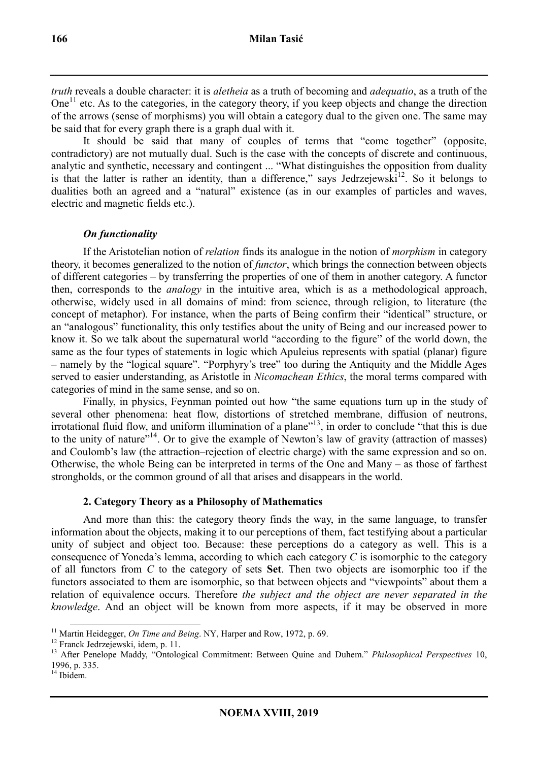*truth* reveals a double character: it is *aletheia* as a truth of becoming and *adequatio*, as a truth of the One[11] etc. As to the categories, in the category theory, if you keep objects and change the direction of the arrows (sense of morphisms) you will obtain a category dual to the given one. The same may be said that for every graph there is a graph dual with it.

It should be said that many of couples of terms that "come together" (opposite, contradictory) are not mutually dual. Such is the case with the concepts of discrete and continuous, analytic and synthetic, necessary and contingent ... "What distinguishes the opposition from duality is that the latter is rather an identity, than a difference," says Jedrzejewski[12]. So it belongs to dualities both an agreed and a "natural" existence (as in our examples of particles and waves, electric and magnetic fields etc.).

### *On functionality*

If the Aristotelian notion of *relation* finds its analogue in the notion of *morphism* in category theory, it becomes generalized to the notion of *functor*, which brings the connection between objects of different categories – by transferring the properties of one of them in another category. A functor then, corresponds to the *analogy* in the intuitive area, which is as a methodological approach, otherwise, widely used in all domains of mind: from science, through religion, to literature (the concept of metaphor). For instance, when the parts of Being confirm their "identical" structure, or an "analogous" functionality, this only testifies about the unity of Being and our increased power to know it. So we talk about the supernatural world "according to the figure" of the world down, the same as the four types of statements in logic which Apuleius represents with spatial (planar) figure – namely by the "logical square". "Porphyry's tree" too during the Antiquity and the Middle Ages served to easier understanding, as Aristotle in *Nicomachean Ethics*, the moral terms compared with categories of mind in the same sense, and so on.

Finally, in physics, Feynman pointed out how "the same equations turn up in the study of several other phenomena: heat flow, distortions of stretched membrane, diffusion of neutrons, irrotational fluid flow, and uniform illumination of a plane"[13], in order to conclude "that this is due to the unity of nature"[14]. Or to give the example of Newton's law of gravity (attraction of masses) and Coulomb's law (the attraction–rejection of electric charge) with the same expression and so on. Otherwise, the whole Being can be interpreted in terms of the One and Many – as those of farthest strongholds, or the common ground of all that arises and disappears in the world.

## 2. Category Theory as a Philosophy of Mathematics

And more than this: the category theory finds the way, in the same language, to transfer information about the objects, making it to our perceptions of them, fact testifying about a particular unity of subject and object too. Because: these perceptions do a category as well. This is a consequence of Yoneda's lemma, according to which each category $C$ is isomorphic to the category of all functors from $C$ to the category of sets **Set**. Then two objects are isomorphic too if the functors associated to them are isomorphic, so that between objects and "viewpoints" about them a relation of equivalence occurs. Therefore *the subject and the object are never separated in the knowledge*. And an object will be known from more aspects, if it may be observed in more

---

[11] Martin Heidegger, *On Time and Being*. NY, Harper and Row, 1972, p. 69.

[12] Franck Jedrzejewski, idem, p. 11.

[13] After Penelope Maddy, "Ontological Commitment: Between Quine and Duhem." *Philosophical Perspectives* 10, 1996, p. 335.

[14] Ibidem.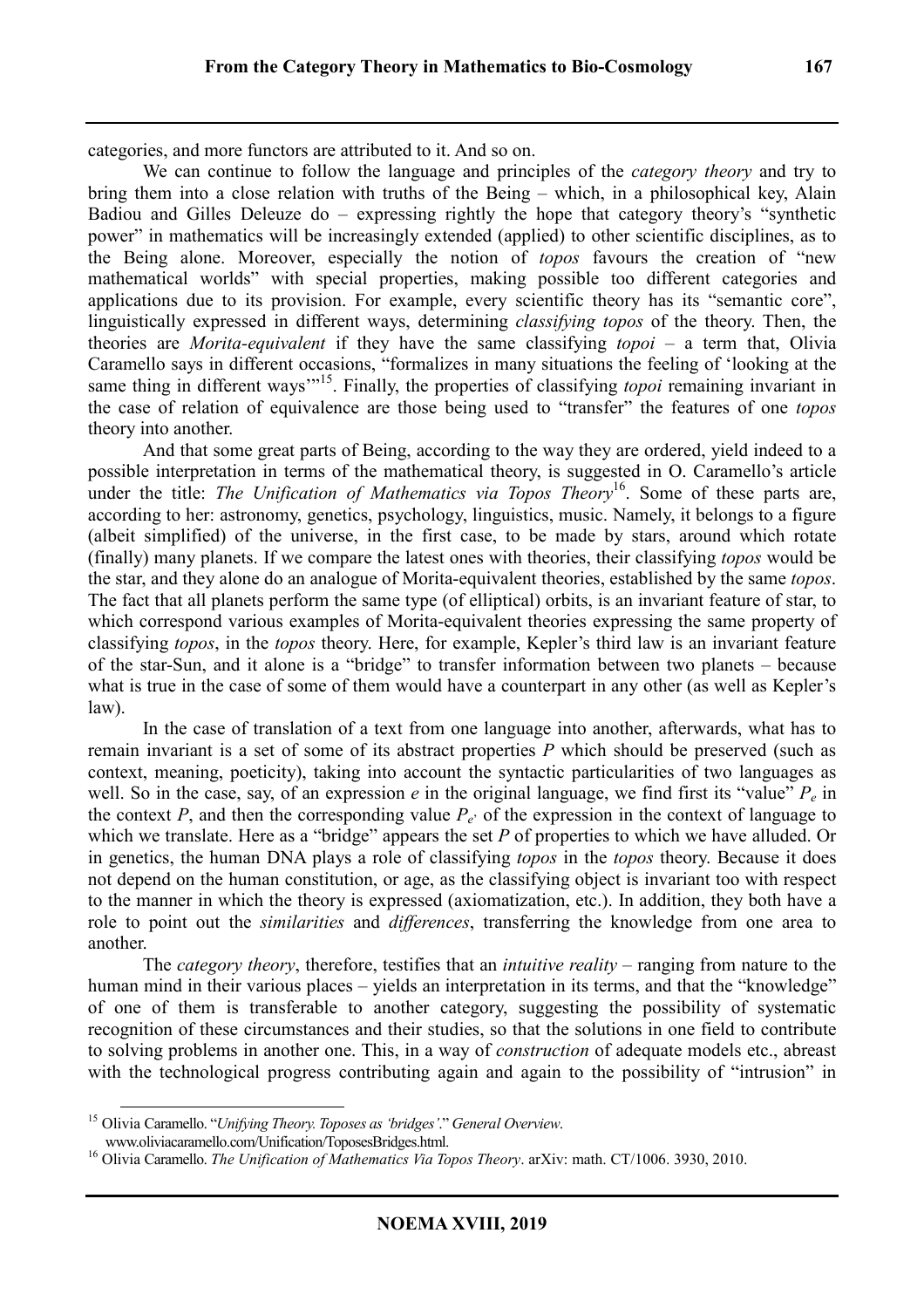categories, and more functors are attributed to it. And so on.

We can continue to follow the language and principles of the *category theory* and try to bring them into a close relation with truths of the Being – which, in a philosophical key, Alain Badiou and Gilles Deleuze do – expressing rightly the hope that category theory's "synthetic power" in mathematics will be increasingly extended (applied) to other scientific disciplines, as to the Being alone. Moreover, especially the notion of *topos* favours the creation of "new mathematical worlds" with special properties, making possible too different categories and applications due to its provision. For example, every scientific theory has its "semantic core", linguistically expressed in different ways, determining *classifying topos* of the theory. Then, the theories are *Morita-equivalent* if they have the same classifying *topoi* – a term that, Olivia Caramello says in different occasions, "formalizes in many situations the feeling of 'looking at the same thing in different ways'"[15]. Finally, the properties of classifying *topoi* remaining invariant in the case of relation of equivalence are those being used to "transfer" the features of one *topos* theory into another.

And that some great parts of Being, according to the way they are ordered, yield indeed to a possible interpretation in terms of the mathematical theory, is suggested in O. Caramello's article under the title: *The Unification of Mathematics via Topos Theory*[16]. Some of these parts are, according to her: astronomy, genetics, psychology, linguistics, music. Namely, it belongs to a figure (albeit simplified) of the universe, in the first case, to be made by stars, around which rotate (finally) many planets. If we compare the latest ones with theories, their classifying *topos* would be the star, and they alone do an analogue of Morita-equivalent theories, established by the same *topos*. The fact that all planets perform the same type (of elliptical) orbits, is an invariant feature of star, to which correspond various examples of Morita-equivalent theories expressing the same property of classifying *topos*, in the *topos* theory. Here, for example, Kepler's third law is an invariant feature of the star-Sun, and it alone is a "bridge" to transfer information between two planets – because what is true in the case of some of them would have a counterpart in any other (as well as Kepler's law).

In the case of translation of a text from one language into another, afterwards, what has to remain invariant is a set of some of its abstract properties $P$ which should be preserved (such as context, meaning, poeticity), taking into account the syntactic particularities of two languages as well. So in the case, say, of an expression $e$ in the original language, we find first its "value" $P_e$ in the context $P$, and then the corresponding value $P_{e'}$ of the expression in the context of language to which we translate. Here as a "bridge" appears the set $P$ of properties to which we have alluded. Or in genetics, the human DNA plays a role of classifying *topos* in the *topos* theory. Because it does not depend on the human constitution, or age, as the classifying object is invariant too with respect to the manner in which the theory is expressed (axiomatization, etc.). In addition, they both have a role to point out the *similarities* and *differences*, transferring the knowledge from one area to another.

The *category theory*, therefore, testifies that an *intuitive reality* – ranging from nature to the human mind in their various places – yields an interpretation in its terms, and that the "knowledge" of one of them is transferable to another category, suggesting the possibility of systematic recognition of these circumstances and their studies, so that the solutions in one field to contribute to solving problems in another one. This, in a way of *construction* of adequate models etc., abreast with the technological progress contributing again and again to the possibility of "intrusion" in

---

[15] Olivia Caramello. "*Unifying Theory. Toposes as 'bridges'.*" *General Overview*. www.oliviacaramello.com/Unification/ToposesBridges.html.

[16] Olivia Caramello. *The Unification of Mathematics Via Topos Theory*. arXiv: math. CT/1006. 3930, 2010.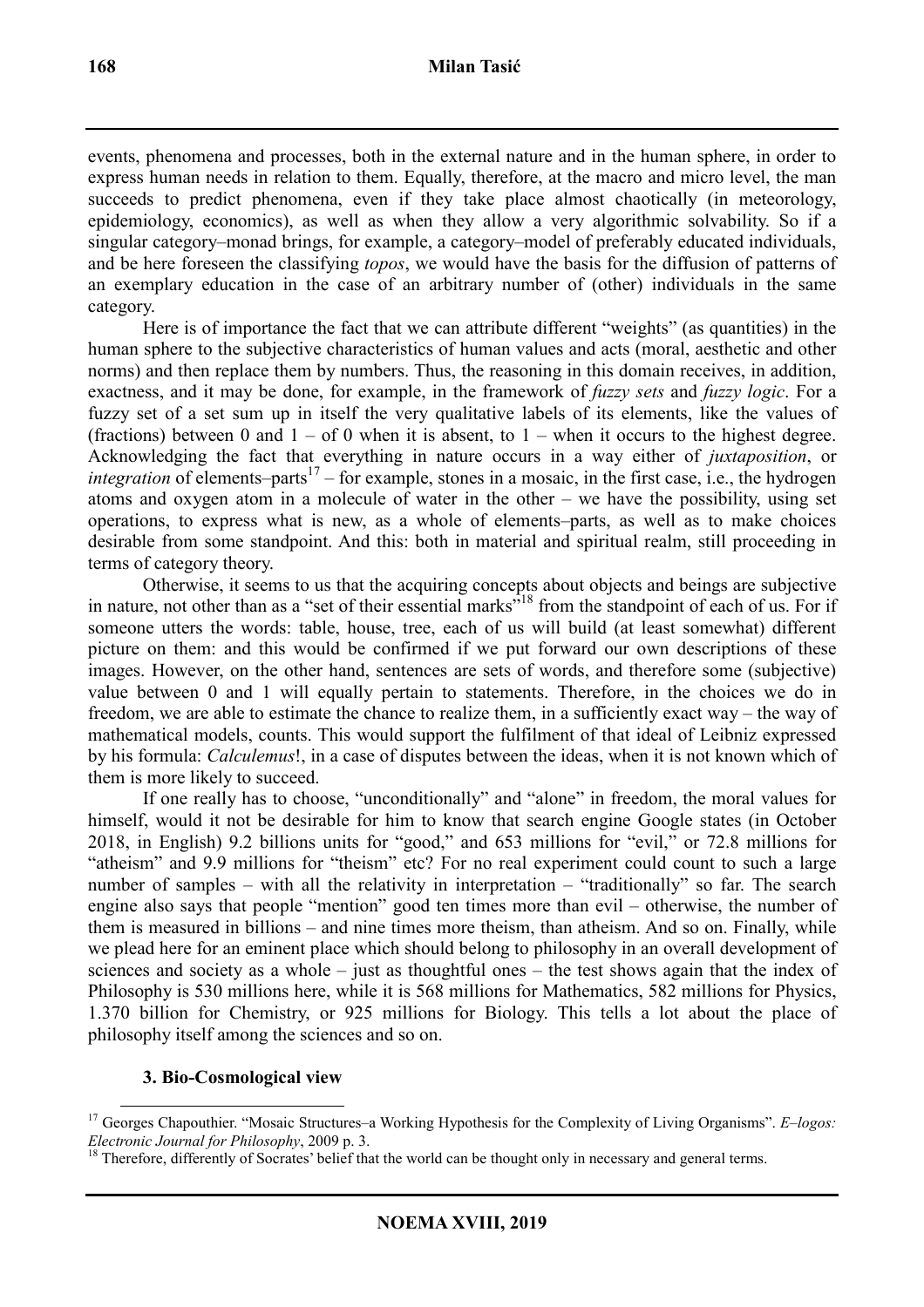events, phenomena and processes, both in the external nature and in the human sphere, in order to express human needs in relation to them. Equally, therefore, at the macro and micro level, the man succeeds to predict phenomena, even if they take place almost chaotically (in meteorology, epidemiology, economics), as well as when they allow a very algorithmic solvability. So if a singular category–monad brings, for example, a category–model of preferably educated individuals, and be here foreseen the classifying *topos*, we would have the basis for the diffusion of patterns of an exemplary education in the case of an arbitrary number of (other) individuals in the same category.

Here is of importance the fact that we can attribute different "weights" (as quantities) in the human sphere to the subjective characteristics of human values and acts (moral, aesthetic and other norms) and then replace them by numbers. Thus, the reasoning in this domain receives, in addition, exactness, and it may be done, for example, in the framework of *fuzzy sets* and *fuzzy logic*. For a fuzzy set of a set sum up in itself the very qualitative labels of its elements, like the values of (fractions) between 0 and 1 – of 0 when it is absent, to 1 – when it occurs to the highest degree. Acknowledging the fact that everything in nature occurs in a way either of *juxtaposition*, or *integration* of elements–parts[17] – for example, stones in a mosaic, in the first case, i.e., the hydrogen atoms and oxygen atom in a molecule of water in the other – we have the possibility, using set operations, to express what is new, as a whole of elements–parts, as well as to make choices desirable from some standpoint. And this: both in material and spiritual realm, still proceeding in terms of category theory.

Otherwise, it seems to us that the acquiring concepts about objects and beings are subjective in nature, not other than as a "set of their essential marks"[18] from the standpoint of each of us. For if someone utters the words: table, house, tree, each of us will build (at least somewhat) different picture on them: and this would be confirmed if we put forward our own descriptions of these images. However, on the other hand, sentences are sets of words, and therefore some (subjective) value between 0 and 1 will equally pertain to statements. Therefore, in the choices we do in freedom, we are able to estimate the chance to realize them, in a sufficiently exact way – the way of mathematical models, counts. This would support the fulfilment of that ideal of Leibniz expressed by his formula: *Calculemus*!, in a case of disputes between the ideas, when it is not known which of them is more likely to succeed.

If one really has to choose, "unconditionally" and "alone" in freedom, the moral values for himself, would it not be desirable for him to know that search engine Google states (in October 2018, in English) 9.2 billions units for "good," and 653 millions for "evil," or 72.8 millions for "atheism" and 9.9 millions for "theism" etc? For no real experiment could count to such a large number of samples – with all the relativity in interpretation – "traditionally" so far. The search engine also says that people "mention" good ten times more than evil – otherwise, the number of them is measured in billions – and nine times more theism, than atheism. And so on. Finally, while we plead here for an eminent place which should belong to philosophy in an overall development of sciences and society as a whole – just as thoughtful ones – the test shows again that the index of Philosophy is 530 millions here, while it is 568 millions for Mathematics, 582 millions for Physics, 1.370 billion for Chemistry, or 925 millions for Biology. This tells a lot about the place of philosophy itself among the sciences and so on.

### 3. Bio-Cosmological view

---

[17] Georges Chapouthier. "Mosaic Structures–a Working Hypothesis for the Complexity of Living Organisms". *E–logos: Electronic Journal for Philosophy*, 2009 p. 3.

[18] Therefore, differently of Socrates' belief that the world can be thought only in necessary and general terms.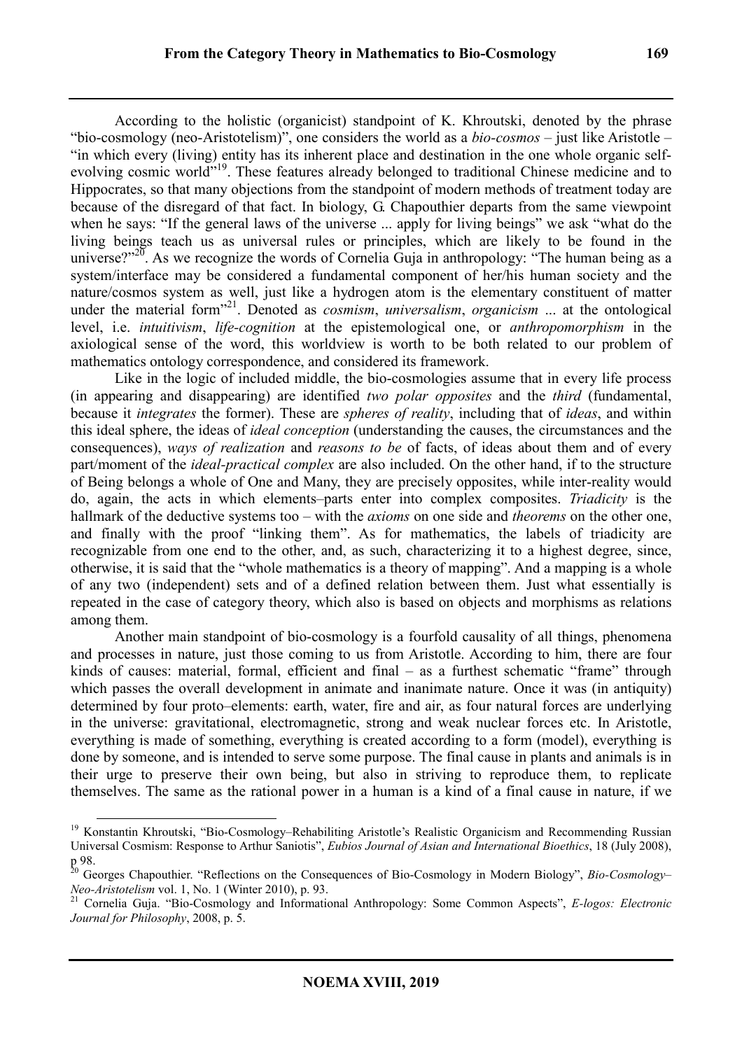According to the holistic (organicist) standpoint of K. Khroutski, denoted by the phrase "bio-cosmology (neo-Aristotelism)", one considers the world as a *bio-cosmos* – just like Aristotle – "in which every (living) entity has its inherent place and destination in the one whole organic self-evolving cosmic world"[19]. These features already belonged to traditional Chinese medicine and to Hippocrates, so that many objections from the standpoint of modern methods of treatment today are because of the disregard of that fact. In biology, G. Chapouthier departs from the same viewpoint when he says: "If the general laws of the universe ... apply for living beings" we ask "what do the living beings teach us as universal rules or principles, which are likely to be found in the universe?"[20]. As we recognize the words of Cornelia Guja in anthropology: "The human being as a system/interface may be considered a fundamental component of her/his human society and the nature/cosmos system as well, just like a hydrogen atom is the elementary constituent of matter under the material form"[21]. Denoted as *cosmism*, *universalism*, *organicism* ... at the ontological level, i.e. *intuitivism*, *life-cognition* at the epistemological one, or *anthropomorphism* in the axiological sense of the word, this worldview is worth to be both related to our problem of mathematics ontology correspondence, and considered its framework.

Like in the logic of included middle, the bio-cosmologies assume that in every life process (in appearing and disappearing) are identified *two polar opposites* and the *third* (fundamental, because it *integrates* the former). These are *spheres of reality*, including that of *ideas*, and within this ideal sphere, the ideas of *ideal conception* (understanding the causes, the circumstances and the consequences), *ways of realization* and *reasons to be* of facts, of ideas about them and of every part/moment of the *ideal-practical complex* are also included. On the other hand, if to the structure of Being belongs a whole of One and Many, they are precisely opposites, while inter-reality would do, again, the acts in which elements–parts enter into complex composites. *Triadicity* is the hallmark of the deductive systems too – with the *axioms* on one side and *theorems* on the other one, and finally with the proof "linking them". As for mathematics, the labels of triadicity are recognizable from one end to the other, and, as such, characterizing it to a highest degree, since, otherwise, it is said that the "whole mathematics is a theory of mapping". And a mapping is a whole of any two (independent) sets and of a defined relation between them. Just what essentially is repeated in the case of category theory, which also is based on objects and morphisms as relations among them.

Another main standpoint of bio-cosmology is a fourfold causality of all things, phenomena and processes in nature, just those coming to us from Aristotle. According to him, there are four kinds of causes: material, formal, efficient and final – as a furthest schematic "frame" through which passes the overall development in animate and inanimate nature. Once it was (in antiquity) determined by four proto–elements: earth, water, fire and air, as four natural forces are underlying in the universe: gravitational, electromagnetic, strong and weak nuclear forces etc. In Aristotle, everything is made of something, everything is created according to a form (model), everything is done by someone, and is intended to serve some purpose. The final cause in plants and animals is in their urge to preserve their own being, but also in striving to reproduce them, to replicate themselves. The same as the rational power in a human is a kind of a final cause in nature, if we

---

[19] Konstantin Khroutski, "Bio-Cosmology–Rehabiliting Aristotle's Realistic Organicism and Recommending Russian Universal Cosmism: Response to Arthur Saniotis", *Eubios Journal of Asian and International Bioethics*, 18 (July 2008), p 98.

[20] Georges Chapouthier. "Reflections on the Consequences of Bio-Cosmology in Modern Biology", *Bio-Cosmology–Neo-Aristotelism* vol. 1, No. 1 (Winter 2010), p. 93.

[21] Cornelia Guja. "Bio-Cosmology and Informational Anthropology: Some Common Aspects", *E-logos: Electronic Journal for Philosophy*, 2008, p. 5.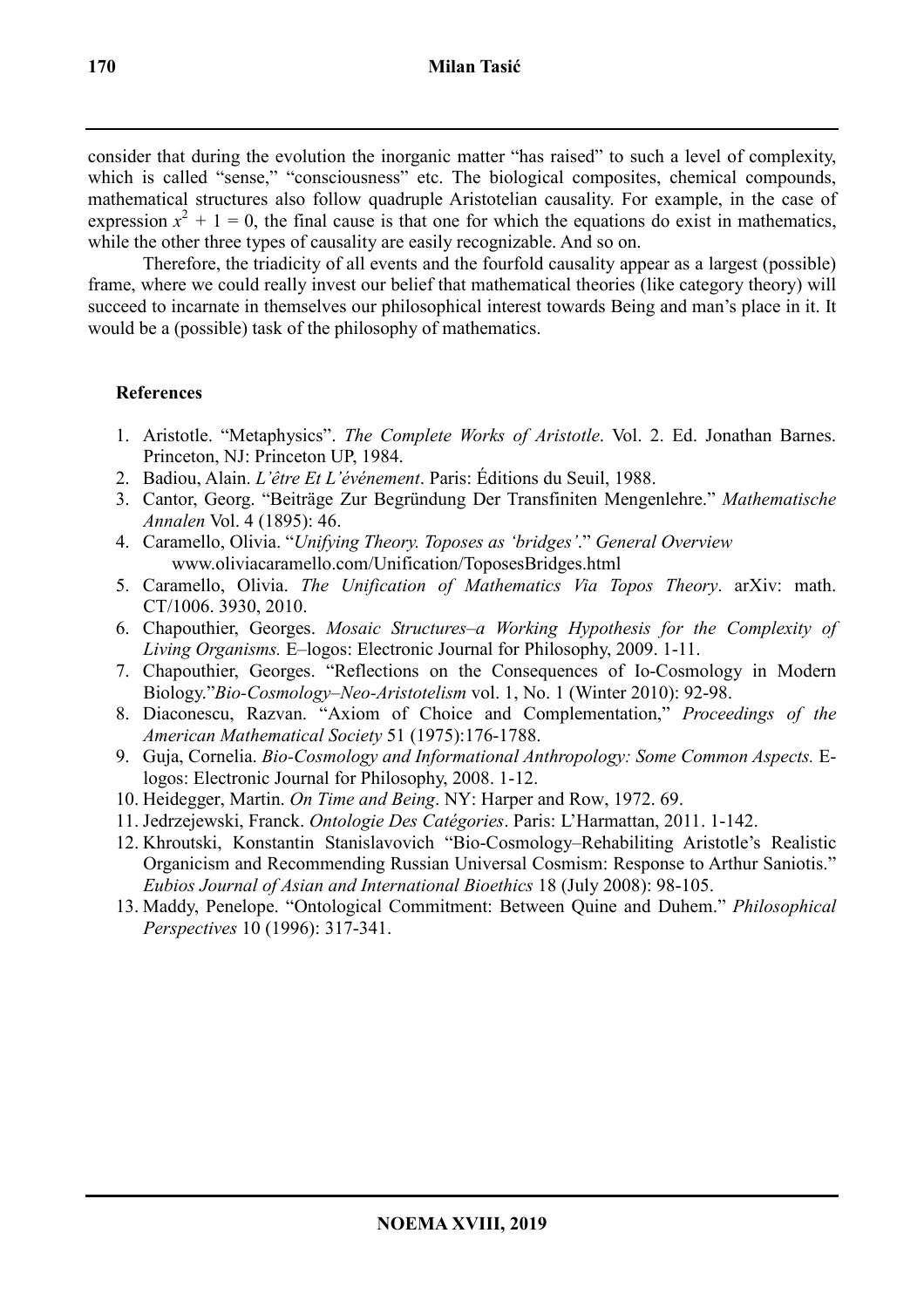consider that during the evolution the inorganic matter "has raised" to such a level of complexity, which is called "sense," "consciousness" etc. The biological composites, chemical compounds, mathematical structures also follow quadruple Aristotelian causality. For example, in the case of expression $x^2 + 1 = 0$, the final cause is that one for which the equations do exist in mathematics, while the other three types of causality are easily recognizable. And so on.

Therefore, the triadicity of all events and the fourfold causality appear as a largest (possible) frame, where we could really invest our belief that mathematical theories (like category theory) will succeed to incarnate in themselves our philosophical interest towards Being and man's place in it. It would be a (possible) task of the philosophy of mathematics.

### References

1. Aristotle. "Metaphysics". *The Complete Works of Aristotle*. Vol. 2. Ed. Jonathan Barnes. Princeton, NJ: Princeton UP, 1984.
2. Badiou, Alain. *L'être Et L'événement*. Paris: Éditions du Seuil, 1988.
3. Cantor, Georg. "Beiträge Zur Begründung Der Transfiniten Mengenlehre." *Mathematische Annalen* Vol. 4 (1895): 46.
4. Caramello, Olivia. "*Unifying Theory. Toposes as 'bridges'*." *General Overview* www.oliviacaramello.com/Unification/ToposesBridges.html
5. Caramello, Olivia. *The Unification of Mathematics Via Topos Theory*. arXiv: math. CT/1006. 3930, 2010.
6. Chapouthier, Georges. *Mosaic Structures–a Working Hypothesis for the Complexity of Living Organisms.* E–logos: Electronic Journal for Philosophy, 2009. 1-11.
7. Chapouthier, Georges. "Reflections on the Consequences of Io-Cosmology in Modern Biology."*Bio-Cosmology–Neo-Aristotelism* vol. 1, No. 1 (Winter 2010): 92-98.
8. Diaconescu, Razvan. "Axiom of Choice and Complementation," *Proceedings of the American Mathematical Society* 51 (1975):176-1788.
9. Guja, Cornelia. *Bio-Cosmology and Informational Anthropology: Some Common Aspects.* E-logos: Electronic Journal for Philosophy, 2008. 1-12.
10. Heidegger, Martin. *On Time and Being*. NY: Harper and Row, 1972. 69.
11. Jedrzejewski, Franck. *Ontologie Des Catégories*. Paris: L'Harmattan, 2011. 1-142.
12. Khroutski, Konstantin Stanislavovich "Bio-Cosmology–Rehabiliting Aristotle's Realistic Organicism and Recommending Russian Universal Cosmism: Response to Arthur Saniotis." *Eubios Journal of Asian and International Bioethics* 18 (July 2008): 98-105.
13. Maddy, Penelope. "Ontological Commitment: Between Quine and Duhem." *Philosophical Perspectives* 10 (1996): 317-341.